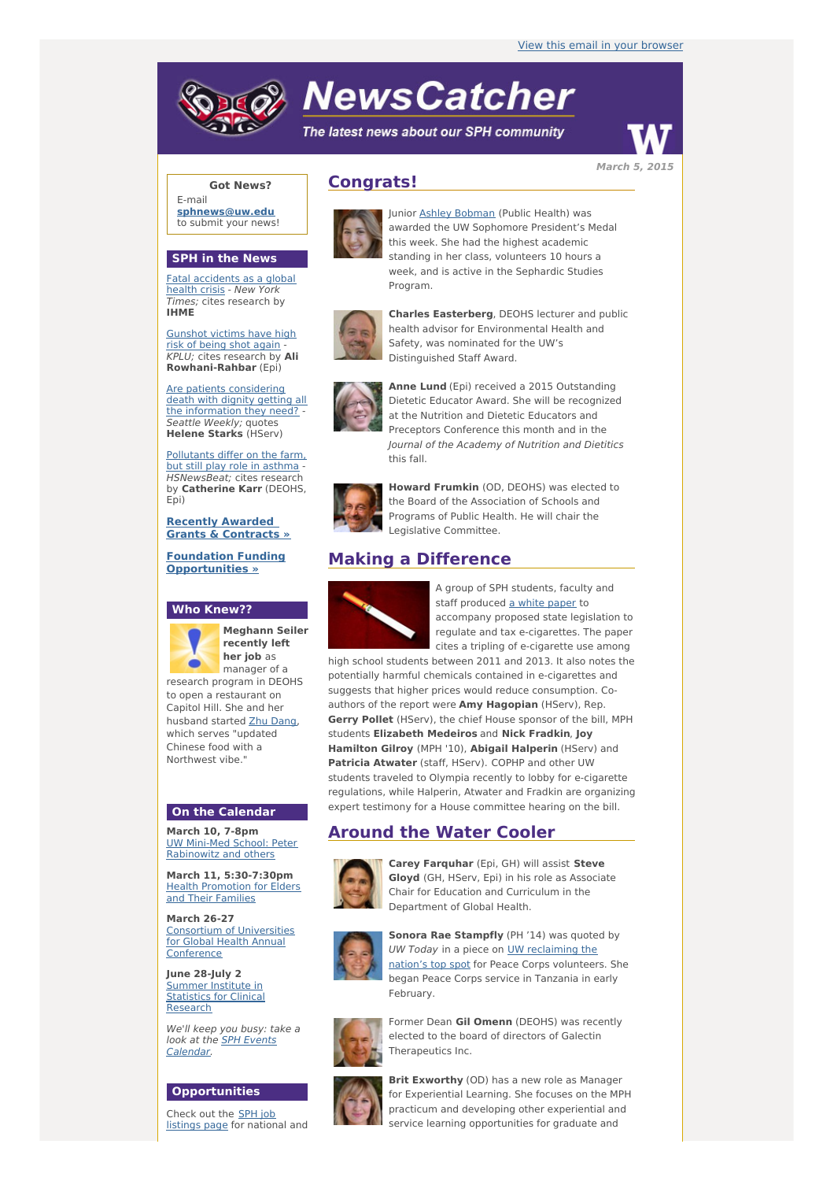View this email in your browser

# NewsCatcher

*The latest news about our SPH community*

March 5, 2015

## Congrats!

Junior Ashley Bobman (Public Health) was awarded the UW Sophomore President's Medal this week. She had the highest academic standing in her class, volunteers 10 hours a week, and is active in the Sephardic Studies Program.

**Charles Easterberg**, DEOHS lecturer and public health advisor for Environmental Health and Safety, was nominated for the UW's Distinguished Staff Award.

**Anne Lund** (Epi) received a 2015 Outstanding Dietetic Educator Award. She will be recognized at the Nutrition and Dietetic Educators and Preceptors Conference this month and in the *Journal of the Academy of Nutrition and Dietitics* this fall.

**Howard Frumkin** (OD, DEOHS) was elected to the Board of the Association of Schools and Programs of Public Health. He will chair the Legislative Committee.

## Making a Difference

A group of SPH students, faculty and staff produced a white paper to accompany proposed state legislation to regulate and tax e-cigarettes. The paper cites a tripling of e-cigarette use among high school students between 2011 and 2013. It also notes the potentially harmful chemicals contained in e-cigarettes and suggests that higher prices would reduce consumption. Co-authors of the report were **Amy Hagopian** (HServ), Rep. **Gerry Pollet** (HServ), the chief House sponsor of the bill, MPH students **Elizabeth Medeiros** and **Nick Fradkin**, **Joy Hamilton Gilroy** (MPH '10), **Abigail Halperin** (HServ) and **Patricia Atwater** (staff, HServ). COPHP and other UW students traveled to Olympia recently to lobby for e-cigarette regulations, while Halperin, Atwater and Fradkin are organizing expert testimony for a House committee hearing on the bill.

## Around the Water Cooler

**Carey Farquhar** (Epi, GH) will assist **Steve Gloyd** (GH, HServ, Epi) in his role as Associate Chair for Education and Curriculum in the Department of Global Health.

**Sonora Rae Stampfly** (PH '14) was quoted by *UW Today* in a piece on UW reclaiming the nation's top spot for Peace Corps volunteers. She began Peace Corps service in Tanzania in early February.

Former Dean **Gil Omenn** (DEOHS) was recently elected to the board of directors of Galectin Therapeutics Inc.

**Brit Exworthy** (OD) has a new role as Manager for Experiential Learning. She focuses on the MPH practicum and developing other experiential and service learning opportunities for graduate and

---

### Got News?

E-mail **sphnews@uw.edu** to submit your news!

### SPH in the News

Fatal accidents as a global health crisis - *New York Times;* cites research by **IHME**

Gunshot victims have high risk of being shot again - *KPLU;* cites research by **Ali Rowhani-Rahbar** (Epi)

Are patients considering death with dignity getting all the information they need? - *Seattle Weekly;* quotes **Helene Starks** (HServ)

Pollutants differ on the farm, but still play role in asthma - *HSNewsBeat;* cites research by **Catherine Karr** (DEOHS, Epi)

**Recently Awarded Grants & Contracts »**

**Foundation Funding Opportunities »**

### Who Knew??

**Meghann Seiler recently left her job** as manager of a research program in DEOHS to open a restaurant on Capitol Hill. She and her husband started Zhu Dang, which serves "updated Chinese food with a Northwest vibe."

### On the Calendar

**March 10, 7-8pm**
UW Mini-Med School: Peter Rabinowitz and others

**March 11, 5:30-7:30pm**
Health Promotion for Elders and Their Families

**March 26-27**
Consortium of Universities for Global Health Annual Conference

**June 28-July 2**
Summer Institute in Statistics for Clinical Research

*We'll keep you busy: take a look at the SPH Events Calendar.*

### Opportunities

Check out the SPH job listings page for national and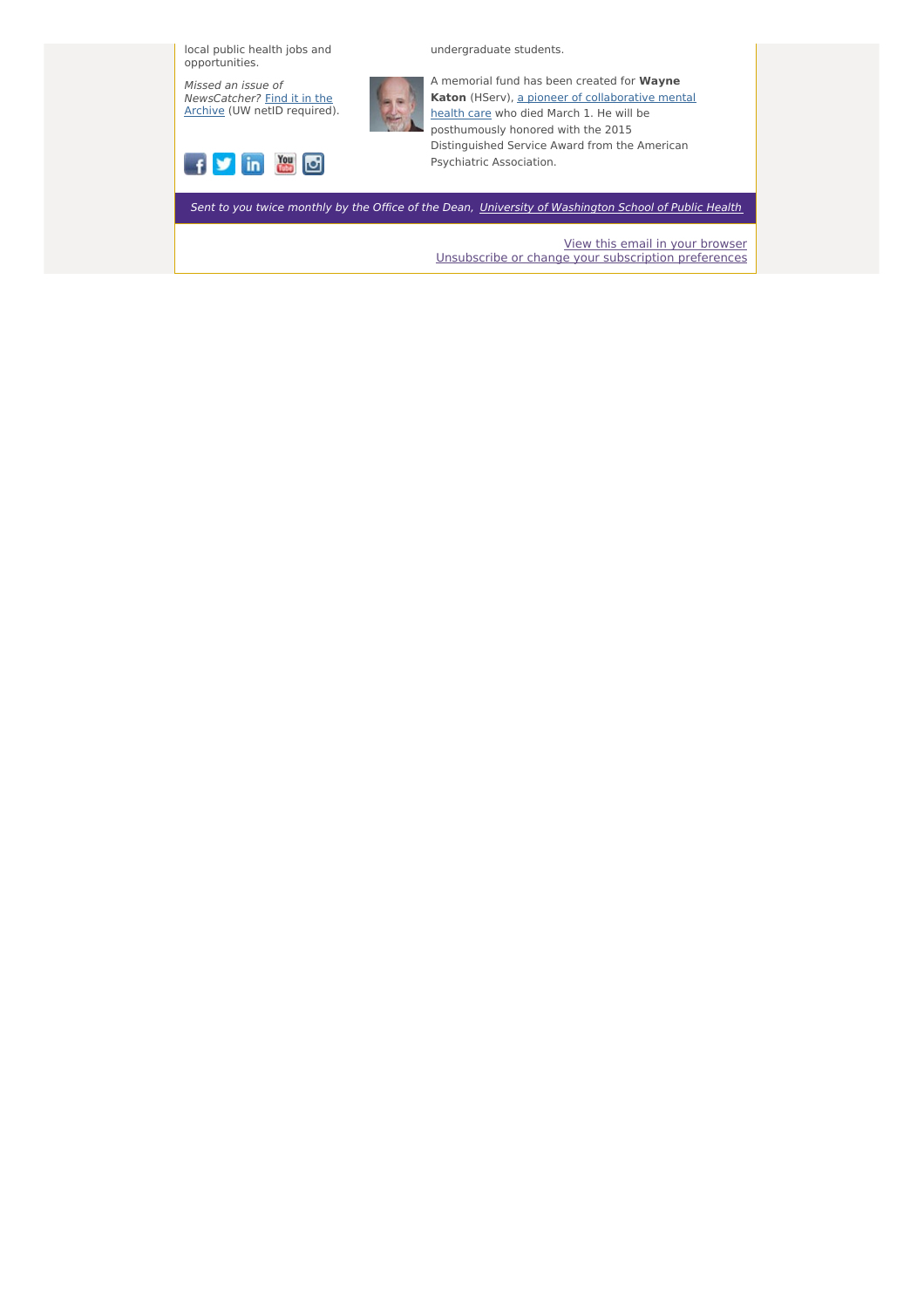local public health jobs and opportunities.

*Missed an issue of NewsCatcher?* Find it in the Archive (UW netID required).

undergraduate students.

A memorial fund has been created for **Wayne Katon** (HServ), a pioneer of collaborative mental health care who died March 1. He will be posthumously honored with the 2015 Distinguished Service Award from the American Psychiatric Association.

*Sent to you twice monthly by the Office of the Dean, University of Washington School of Public Health*

View this email in your browser
Unsubscribe or change your subscription preferences